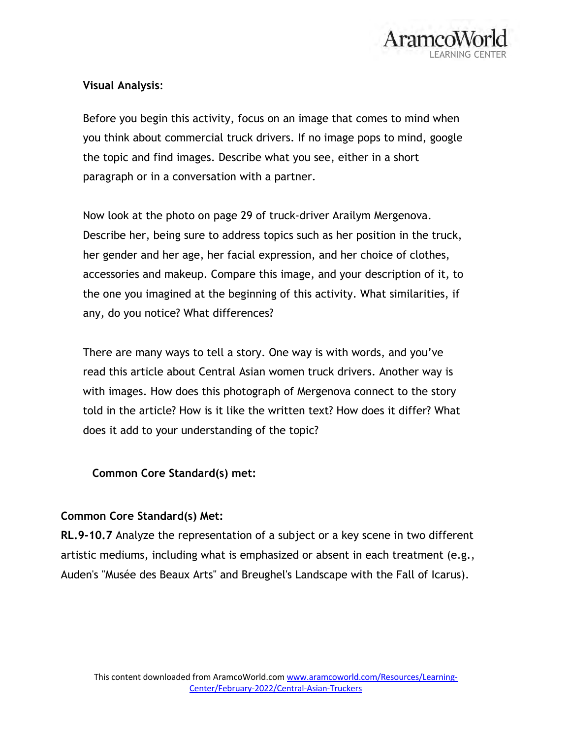**Visual Analysis**:

Before you begin this activity, focus on an image that comes to mind when you think about commercial truck drivers. If no image pops to mind, google the topic and find images. Describe what you see, either in a short paragraph or in a conversation with a partner.

Now look at the photo on page 29 of truck-driver Arailym Mergenova. Describe her, being sure to address topics such as her position in the truck, her gender and her age, her facial expression, and her choice of clothes, accessories and makeup. Compare this image, and your description of it, to the one you imagined at the beginning of this activity. What similarities, if any, do you notice? What differences?

There are many ways to tell a story. One way is with words, and you've read this article about Central Asian women truck drivers. Another way is with images. How does this photograph of Mergenova connect to the story told in the article? How is it like the written text? How does it differ? What does it add to your understanding of the topic?

**Common Core Standard(s) met:**

**Common Core Standard(s) Met:**

**RL.9-10.7** Analyze the representation of a subject or a key scene in two different artistic mediums, including what is emphasized or absent in each treatment (e.g., Auden's "Musée des Beaux Arts" and Breughel's Landscape with the Fall of Icarus).

This content downloaded from AramcoWorld.com [www.aramcoworld.com/Resources/Learning-Center/February-2022/Central-Asian-Truckers](www.aramcoworld.com/Resources/Learning-Center/February-2022/Central-Asian-Truckers)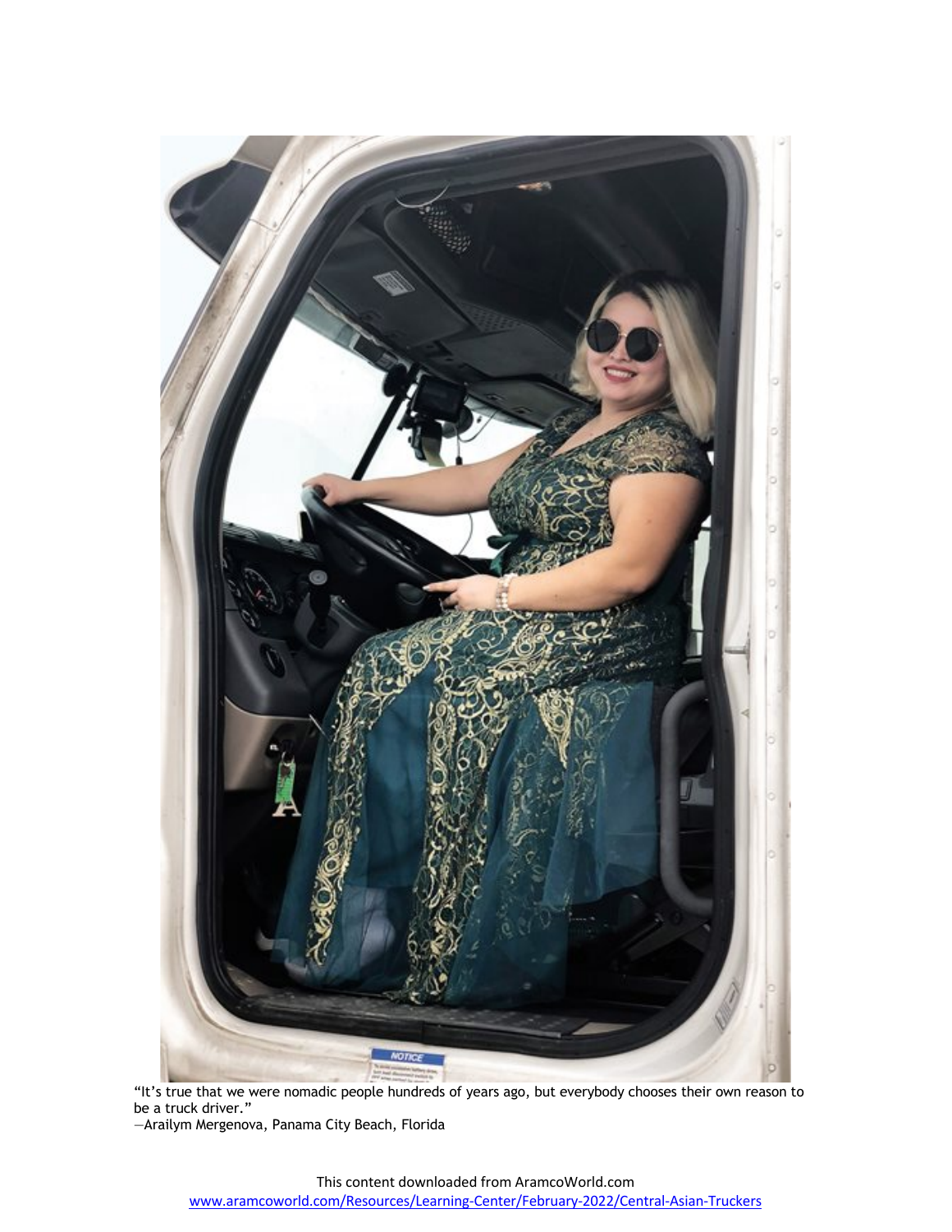"It's true that we were nomadic people hundreds of years ago, but everybody chooses their own reason to be a truck driver."
—Arailym Mergenova, Panama City Beach, Florida

This content downloaded from AramcoWorld.com
www.aramcoworld.com/Resources/Learning-Center/February-2022/Central-Asian-Truckers